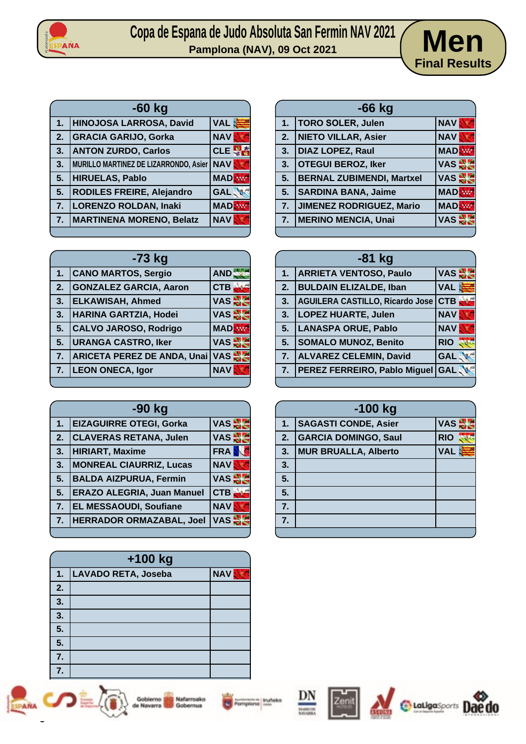# Copa de Espana de Judo Absoluta San Fermin NAV 2021

Pamplona (NAV), 09 Oct 2021

## Men
### Final Results

| -60 kg | | |
|---|---|---|
| 1. | HINOJOSA LARROSA, David | VAL |
| 2. | GRACIA GARIJO, Gorka | NAV |
| 3. | ANTON ZURDO, Carlos | CLE |
| 3. | MURILLO MARTINEZ DE LIZARRONDO, Asier | NAV |
| 5. | HIRUELAS, Pablo | MAD |
| 5. | RODILES FREIRE, Alejandro | GAL |
| 7. | LORENZO ROLDAN, Inaki | MAD |
| 7. | MARTINENA MORENO, Belatz | NAV |

| -66 kg | | |
|---|---|---|
| 1. | TORO SOLER, Julen | NAV |
| 2. | NIETO VILLAR, Asier | NAV |
| 3. | DIAZ LOPEZ, Raul | MAD |
| 3. | OTEGUI BEROZ, Iker | VAS |
| 5. | BERNAL ZUBIMENDI, Martxel | VAS |
| 5. | SARDINA BANA, Jaime | MAD |
| 7. | JIMENEZ RODRIGUEZ, Mario | MAD |
| 7. | MERINO MENCIA, Unai | VAS |

| -73 kg | | |
|---|---|---|
| 1. | CANO MARTOS, Sergio | AND |
| 2. | GONZALEZ GARCIA, Aaron | CTB |
| 3. | ELKAWISAH, Ahmed | VAS |
| 3. | HARINA GARTZIA, Hodei | VAS |
| 5. | CALVO JAROSO, Rodrigo | MAD |
| 5. | URANGA CASTRO, Iker | VAS |
| 7. | ARICETA PEREZ DE ANDA, Unai | VAS |
| 7. | LEON ONECA, Igor | NAV |

| -81 kg | | |
|---|---|---|
| 1. | ARRIETA VENTOSO, Paulo | VAS |
| 2. | BULDAIN ELIZALDE, Iban | VAL |
| 3. | AGUILERA CASTILLO, Ricardo Jose | CTB |
| 3. | LOPEZ HUARTE, Julen | NAV |
| 5. | LANASPA ORUE, Pablo | NAV |
| 5. | SOMALO MUNOZ, Benito | RIO |
| 7. | ALVAREZ CELEMIN, David | GAL |
| 7. | PEREZ FERREIRO, Pablo Miguel | GAL |

| -90 kg | | |
|---|---|---|
| 1. | EIZAGUIRRE OTEGI, Gorka | VAS |
| 2. | CLAVERAS RETANA, Julen | VAS |
| 3. | HIRIART, Maxime | FRA |
| 3. | MONREAL CIAURRIZ, Lucas | NAV |
| 5. | BALDA AIZPURUA, Fermin | VAS |
| 5. | ERAZO ALEGRIA, Juan Manuel | CTB |
| 7. | EL MESSAOUDI, Soufiane | NAV |
| 7. | HERRADOR ORMAZABAL, Joel | VAS |

| -100 kg | | |
|---|---|---|
| 1. | SAGASTI CONDE, Asier | VAS |
| 2. | GARCIA DOMINGO, Saul | RIO |
| 3. | MUR BRUALLA, Alberto | VAL |
| 3. | | |
| 5. | | |
| 5. | | |
| 7. | | |
| 7. | | |

| +100 kg | | |
|---|---|---|
| 1. | LAVADO RETA, Joseba | NAV |
| 2. | | |
| 3. | | |
| 3. | | |
| 5. | | |
| 5. | | |
| 7. | | |
| 7. | | |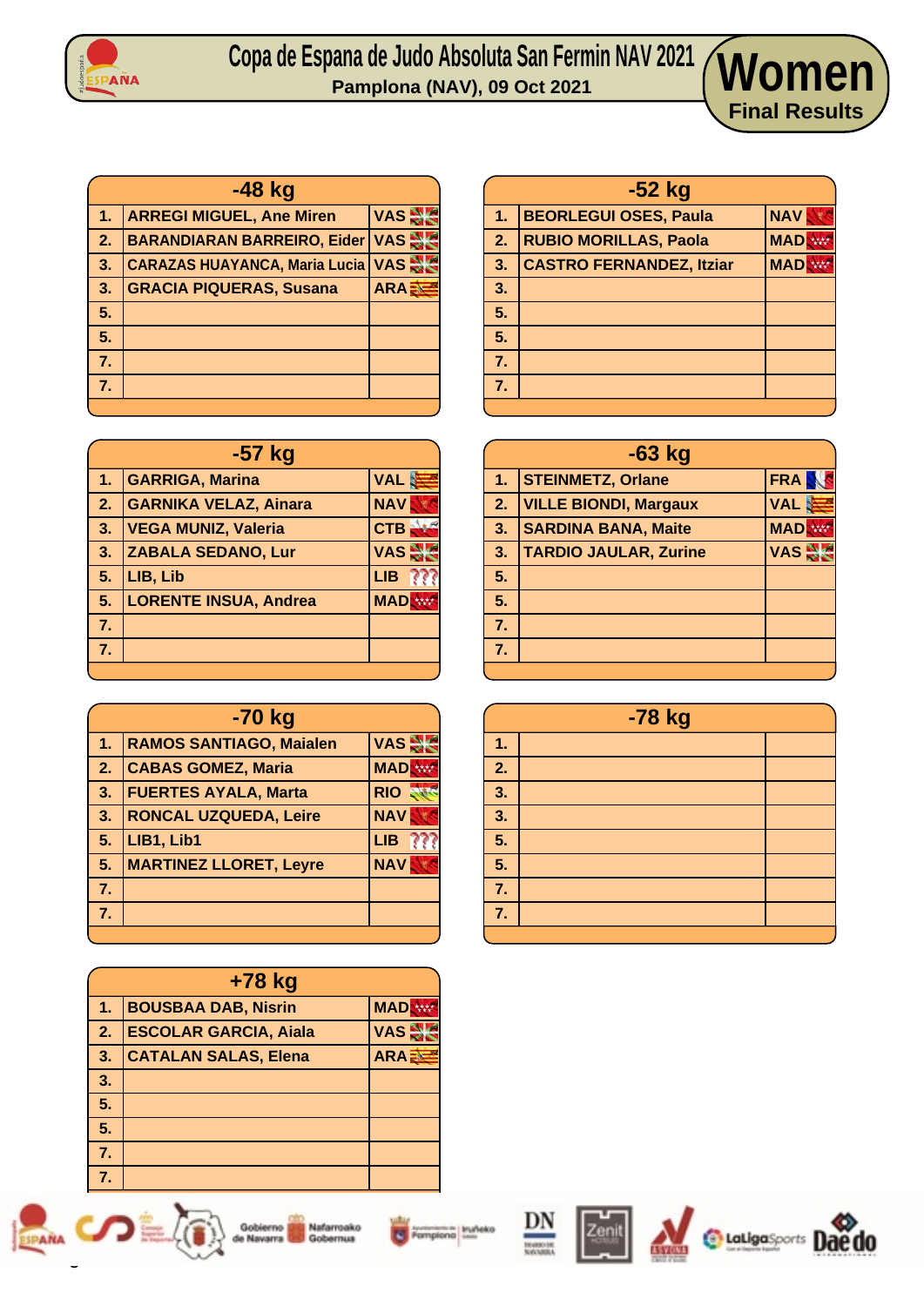# Copa de Espana de Judo Absoluta San Fermin NAV 2021

Pamplona (NAV), 09 Oct 2021

## Women

### Final Results

### -48 kg

| | | |
|---|---|---|
| 1. | ARREGI MIGUEL, Ane Miren | VAS |
| 2. | BARANDIARAN BARREIRO, Eider | VAS |
| 3. | CARAZAS HUAYANCA, Maria Lucia | VAS |
| 3. | GRACIA PIQUERAS, Susana | ARA |
| 5. | | |
| 5. | | |
| 7. | | |
| 7. | | |

### -52 kg

| | | |
|---|---|---|
| 1. | BEORLEGUI OSES, Paula | NAV |
| 2. | RUBIO MORILLAS, Paola | MAD |
| 3. | CASTRO FERNANDEZ, Itziar | MAD |
| 3. | | |
| 5. | | |
| 5. | | |
| 7. | | |
| 7. | | |

### -57 kg

| | | |
|---|---|---|
| 1. | GARRIGA, Marina | VAL |
| 2. | GARNIKA VELAZ, Ainara | NAV |
| 3. | VEGA MUNIZ, Valeria | CTB |
| 3. | ZABALA SEDANO, Lur | VAS |
| 5. | LIB, Lib | LIB |
| 5. | LORENTE INSUA, Andrea | MAD |
| 7. | | |
| 7. | | |

### -63 kg

| | | |
|---|---|---|
| 1. | STEINMETZ, Orlane | FRA |
| 2. | VILLE BIONDI, Margaux | VAL |
| 3. | SARDINA BANA, Maite | MAD |
| 3. | TARDIO JAULAR, Zurine | VAS |
| 5. | | |
| 5. | | |
| 7. | | |
| 7. | | |

### -70 kg

| | | |
|---|---|---|
| 1. | RAMOS SANTIAGO, Maialen | VAS |
| 2. | CABAS GOMEZ, Maria | MAD |
| 3. | FUERTES AYALA, Marta | RIO |
| 3. | RONCAL UZQUEDA, Leire | NAV |
| 5. | LIB1, Lib1 | LIB |
| 5. | MARTINEZ LLORET, Leyre | NAV |
| 7. | | |
| 7. | | |

### -78 kg

| | | |
|---|---|---|
| 1. | | |
| 2. | | |
| 3. | | |
| 3. | | |
| 5. | | |
| 5. | | |
| 7. | | |
| 7. | | |

### +78 kg

| | | |
|---|---|---|
| 1. | BOUSBAA DAB, Nisrin | MAD |
| 2. | ESCOLAR GARCIA, Aiala | VAS |
| 3. | CATALAN SALAS, Elena | ARA |
| 3. | | |
| 5. | | |
| 5. | | |
| 7. | | |
| 7. | | |